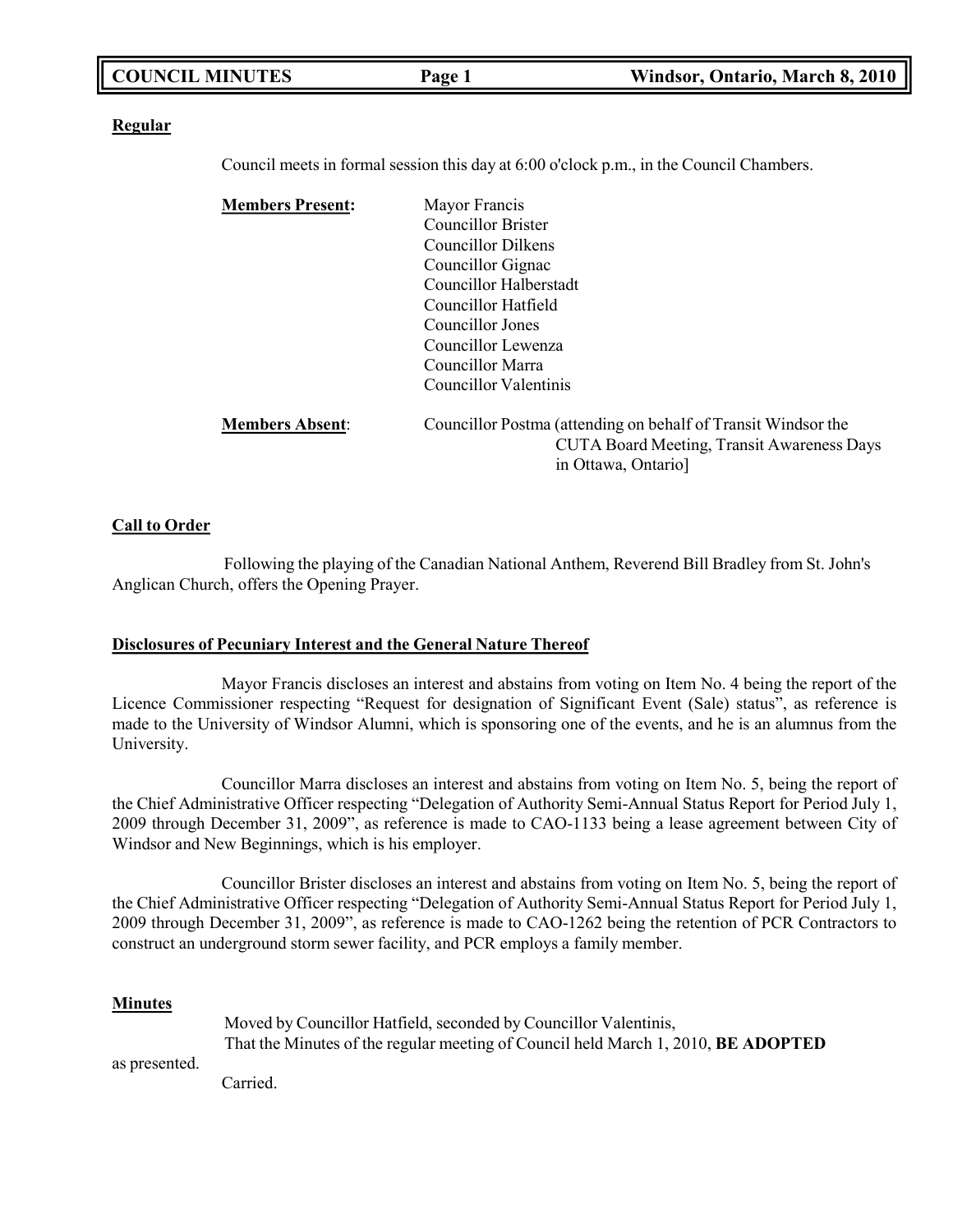**Regular**

Council meets in formal session this day at 6:00 o'clock p.m., in the Council Chambers.

**Members Present:**

Mayor Francis
Councillor Brister
Councillor Dilkens
Councillor Gignac
Councillor Halberstadt
Councillor Hatfield
Councillor Jones
Councillor Lewenza
Councillor Marra
Councillor Valentinis

**Members Absent**:

Councillor Postma (attending on behalf of Transit Windsor the CUTA Board Meeting, Transit Awareness Days in Ottawa, Ontario]

**Call to Order**

Following the playing of the Canadian National Anthem, Reverend Bill Bradley from St. John's Anglican Church, offers the Opening Prayer.

**Disclosures of Pecuniary Interest and the General Nature Thereof**

Mayor Francis discloses an interest and abstains from voting on Item No. 4 being the report of the Licence Commissioner respecting "Request for designation of Significant Event (Sale) status", as reference is made to the University of Windsor Alumni, which is sponsoring one of the events, and he is an alumnus from the University.

Councillor Marra discloses an interest and abstains from voting on Item No. 5, being the report of the Chief Administrative Officer respecting "Delegation of Authority Semi-Annual Status Report for Period July 1, 2009 through December 31, 2009", as reference is made to CAO-1133 being a lease agreement between City of Windsor and New Beginnings, which is his employer.

Councillor Brister discloses an interest and abstains from voting on Item No. 5, being the report of the Chief Administrative Officer respecting "Delegation of Authority Semi-Annual Status Report for Period July 1, 2009 through December 31, 2009", as reference is made to CAO-1262 being the retention of PCR Contractors to construct an underground storm sewer facility, and PCR employs a family member.

**Minutes**

Moved by Councillor Hatfield, seconded by Councillor Valentinis,
That the Minutes of the regular meeting of Council held March 1, 2010, **BE ADOPTED** as presented.
Carried.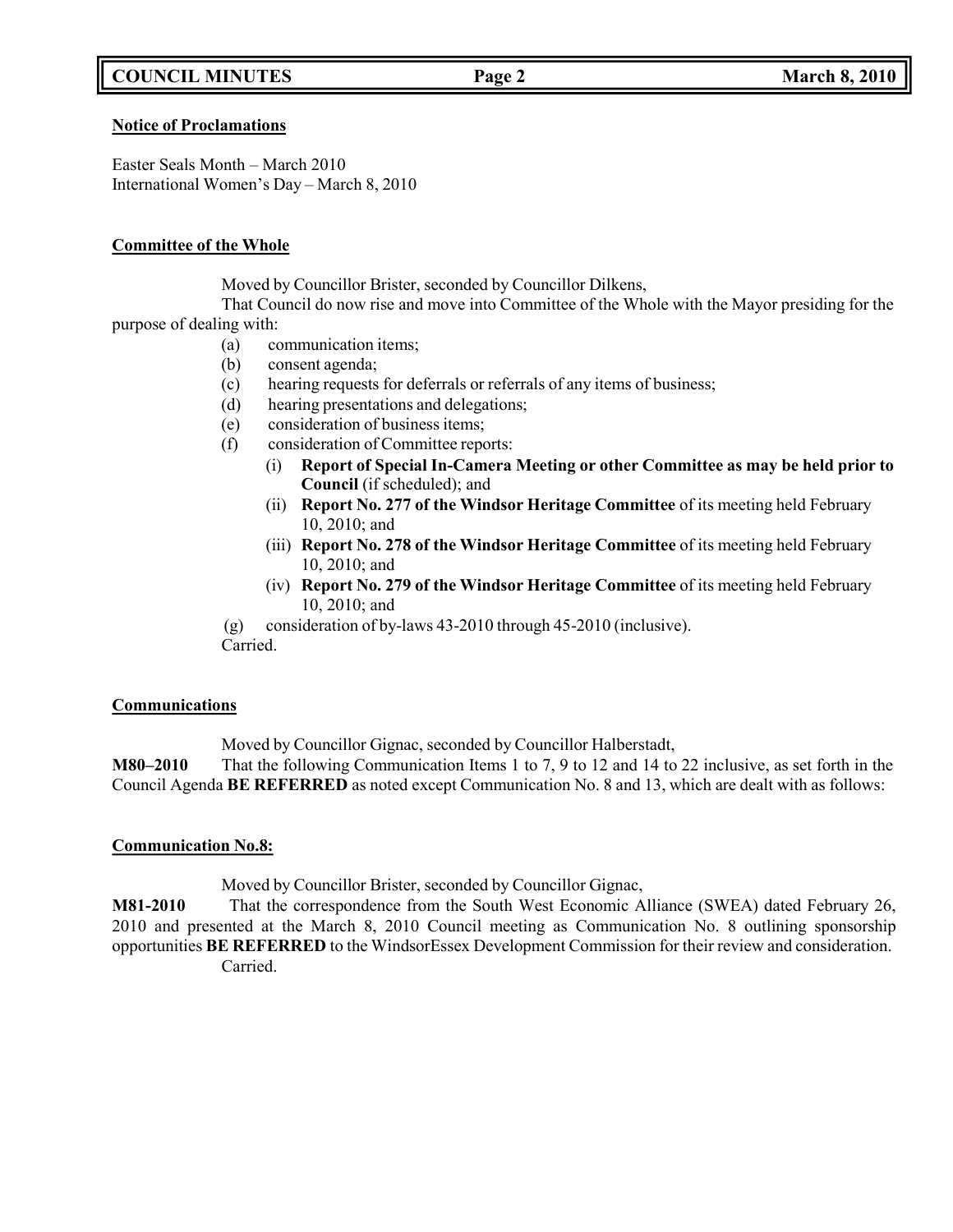**Notice of Proclamations**

Easter Seals Month – March 2010
International Women's Day – March 8, 2010

**Committee of the Whole**

Moved by Councillor Brister, seconded by Councillor Dilkens,

That Council do now rise and move into Committee of the Whole with the Mayor presiding for the purpose of dealing with:

(a) communication items;
(b) consent agenda;
(c) hearing requests for deferrals or referrals of any items of business;
(d) hearing presentations and delegations;
(e) consideration of business items;
(f) consideration of Committee reports:
  (i) **Report of Special In-Camera Meeting or other Committee as may be held prior to Council** (if scheduled); and
  (ii) **Report No. 277 of the Windsor Heritage Committee** of its meeting held February 10, 2010; and
  (iii) **Report No. 278 of the Windsor Heritage Committee** of its meeting held February 10, 2010; and
  (iv) **Report No. 279 of the Windsor Heritage Committee** of its meeting held February 10, 2010; and
(g) consideration of by-laws 43-2010 through 45-2010 (inclusive).

Carried.

**Communications**

Moved by Councillor Gignac, seconded by Councillor Halberstadt,

**M80–2010** That the following Communication Items 1 to 7, 9 to 12 and 14 to 22 inclusive, as set forth in the Council Agenda **BE REFERRED** as noted except Communication No. 8 and 13, which are dealt with as follows:

**Communication No.8:**

Moved by Councillor Brister, seconded by Councillor Gignac,

**M81-2010** That the correspondence from the South West Economic Alliance (SWEA) dated February 26, 2010 and presented at the March 8, 2010 Council meeting as Communication No. 8 outlining sponsorship opportunities **BE REFERRED** to the WindsorEssex Development Commission for their review and consideration.

Carried.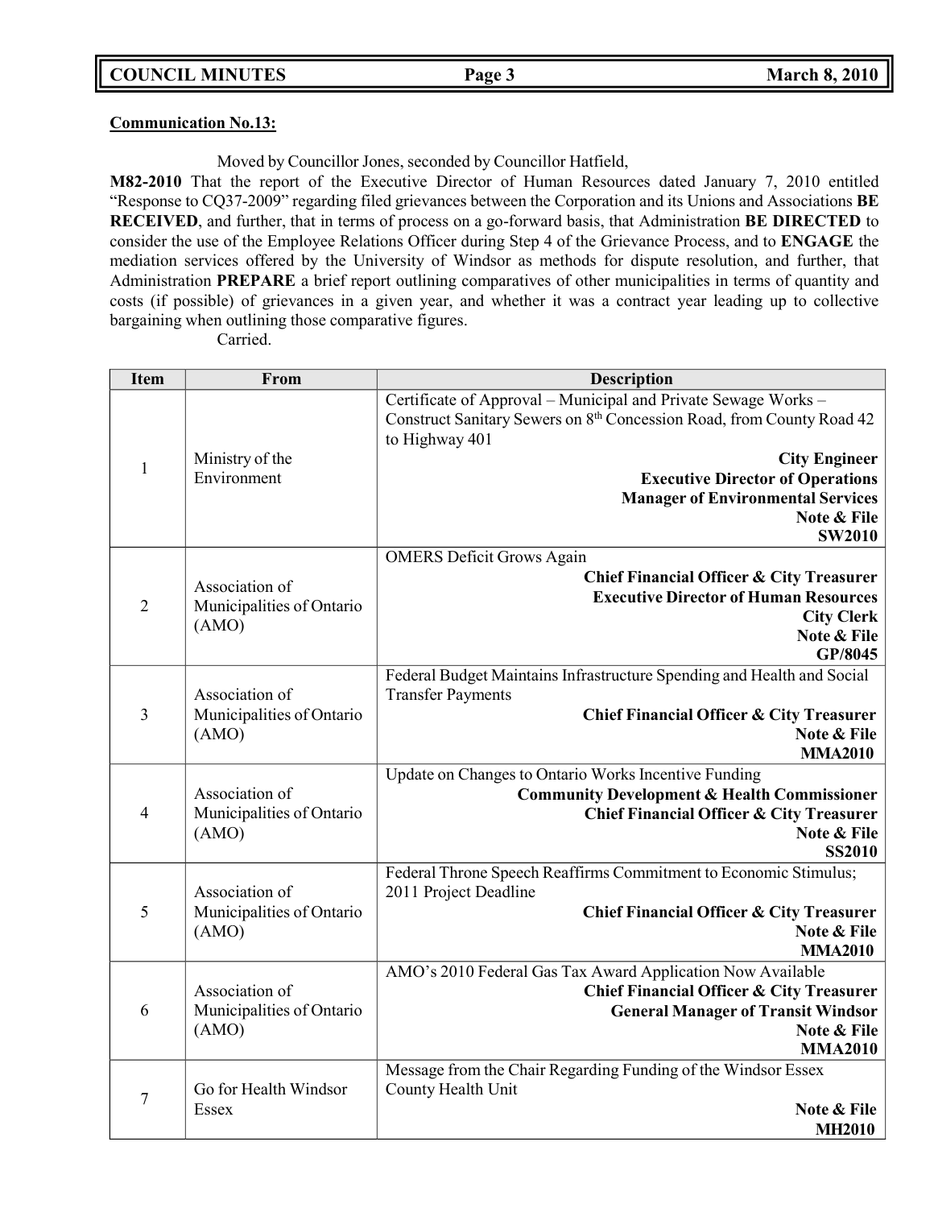**Communication No.13:**

Moved by Councillor Jones, seconded by Councillor Hatfield,

**M82-2010** That the report of the Executive Director of Human Resources dated January 7, 2010 entitled "Response to CQ37-2009" regarding filed grievances between the Corporation and its Unions and Associations **BE RECEIVED**, and further, that in terms of process on a go-forward basis, that Administration **BE DIRECTED** to consider the use of the Employee Relations Officer during Step 4 of the Grievance Process, and to **ENGAGE** the mediation services offered by the University of Windsor as methods for dispute resolution, and further, that Administration **PREPARE** a brief report outlining comparatives of other municipalities in terms of quantity and costs (if possible) of grievances in a given year, and whether it was a contract year leading up to collective bargaining when outlining those comparative figures.

Carried.

| Item | From | Description |
|---|---|---|
| 1 | Ministry of the Environment | Certificate of Approval – Municipal and Private Sewage Works – Construct Sanitary Sewers on 8th Concession Road, from County Road 42 to Highway 401 **City Engineer** **Executive Director of Operations** **Manager of Environmental Services** **Note & File** **SW2010** |
| 2 | Association of Municipalities of Ontario (AMO) | OMERS Deficit Grows Again **Chief Financial Officer & City Treasurer** **Executive Director of Human Resources** **City Clerk** **Note & File** **GP/8045** |
| 3 | Association of Municipalities of Ontario (AMO) | Federal Budget Maintains Infrastructure Spending and Health and Social Transfer Payments **Chief Financial Officer & City Treasurer** **Note & File** **MMA2010** |
| 4 | Association of Municipalities of Ontario (AMO) | Update on Changes to Ontario Works Incentive Funding **Community Development & Health Commissioner** **Chief Financial Officer & City Treasurer** **Note & File** **SS2010** |
| 5 | Association of Municipalities of Ontario (AMO) | Federal Throne Speech Reaffirms Commitment to Economic Stimulus; 2011 Project Deadline **Chief Financial Officer & City Treasurer** **Note & File** **MMA2010** |
| 6 | Association of Municipalities of Ontario (AMO) | AMO's 2010 Federal Gas Tax Award Application Now Available **Chief Financial Officer & City Treasurer** **General Manager of Transit Windsor** **Note & File** **MMA2010** |
| 7 | Go for Health Windsor Essex | Message from the Chair Regarding Funding of the Windsor Essex County Health Unit **Note & File** **MH2010** |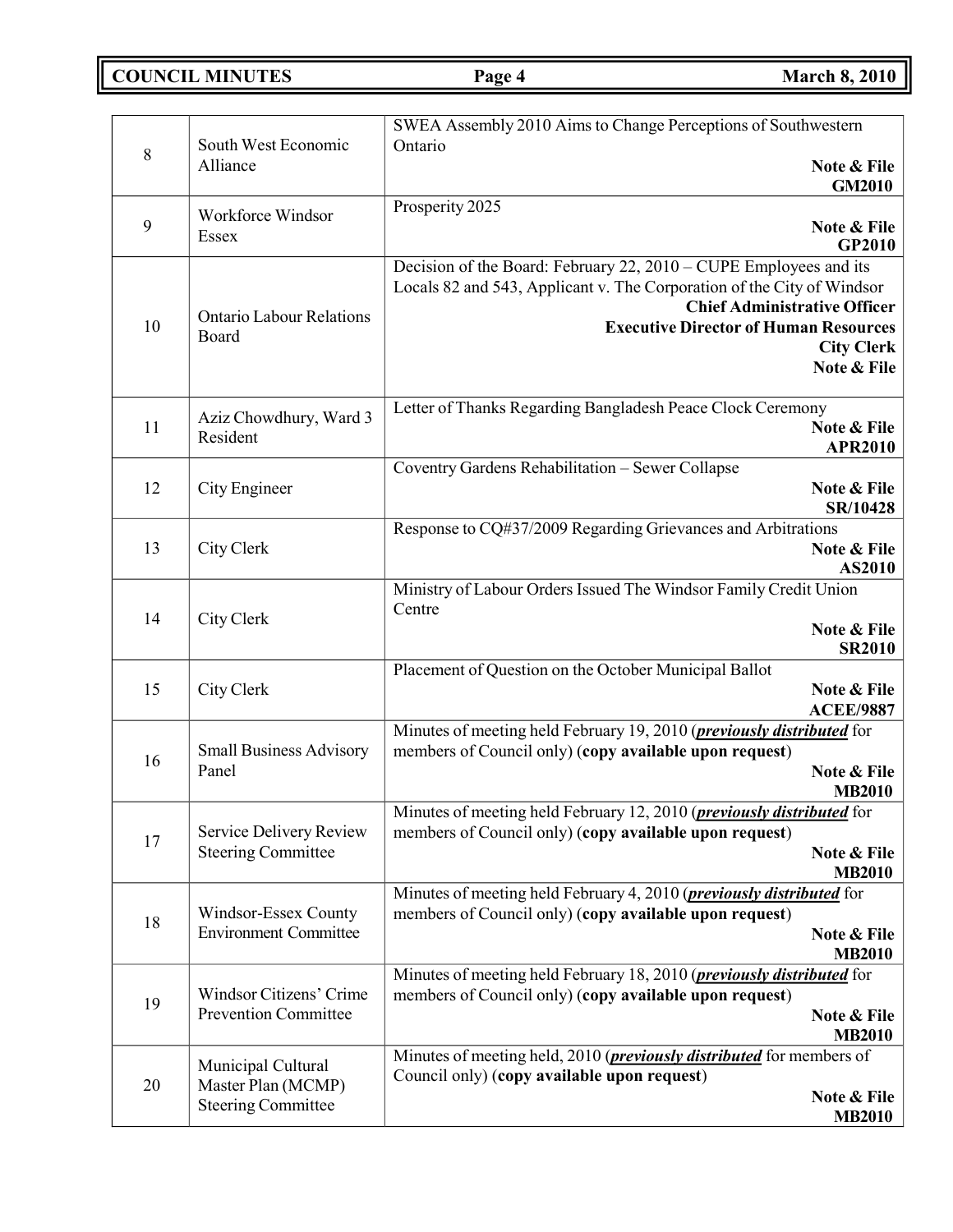| | | |
|---|---|---|
| 8 | South West Economic Alliance | SWEA Assembly 2010 Aims to Change Perceptions of Southwestern Ontario<br>**Note & File**<br>**GM2010** |
| 9 | Workforce Windsor Essex | Prosperity 2025<br>**Note & File**<br>**GP2010** |
| 10 | Ontario Labour Relations Board | Decision of the Board: February 22, 2010 – CUPE Employees and its Locals 82 and 543, Applicant v. The Corporation of the City of Windsor<br>**Chief Administrative Officer**<br>**Executive Director of Human Resources**<br>**City Clerk**<br>**Note & File** |
| 11 | Aziz Chowdhury, Ward 3 Resident | Letter of Thanks Regarding Bangladesh Peace Clock Ceremony<br>**Note & File**<br>**APR2010** |
| 12 | City Engineer | Coventry Gardens Rehabilitation – Sewer Collapse<br>**Note & File**<br>**SR/10428** |
| 13 | City Clerk | Response to CQ#37/2009 Regarding Grievances and Arbitrations<br>**Note & File**<br>**AS2010** |
| 14 | City Clerk | Ministry of Labour Orders Issued The Windsor Family Credit Union Centre<br>**Note & File**<br>**SR2010** |
| 15 | City Clerk | Placement of Question on the October Municipal Ballot<br>**Note & File**<br>**ACEE/9887** |
| 16 | Small Business Advisory Panel | Minutes of meeting held February 19, 2010 (***previously distributed*** for members of Council only) (**copy available upon request**)<br>**Note & File**<br>**MB2010** |
| 17 | Service Delivery Review Steering Committee | Minutes of meeting held February 12, 2010 (***previously distributed*** for members of Council only) (**copy available upon request**)<br>**Note & File**<br>**MB2010** |
| 18 | Windsor-Essex County Environment Committee | Minutes of meeting held February 4, 2010 (***previously distributed*** for members of Council only) (**copy available upon request**)<br>**Note & File**<br>**MB2010** |
| 19 | Windsor Citizens' Crime Prevention Committee | Minutes of meeting held February 18, 2010 (***previously distributed*** for members of Council only) (**copy available upon request**)<br>**Note & File**<br>**MB2010** |
| 20 | Municipal Cultural Master Plan (MCMP) Steering Committee | Minutes of meeting held, 2010 (***previously distributed*** for members of Council only) (**copy available upon request**)<br>**Note & File**<br>**MB2010** |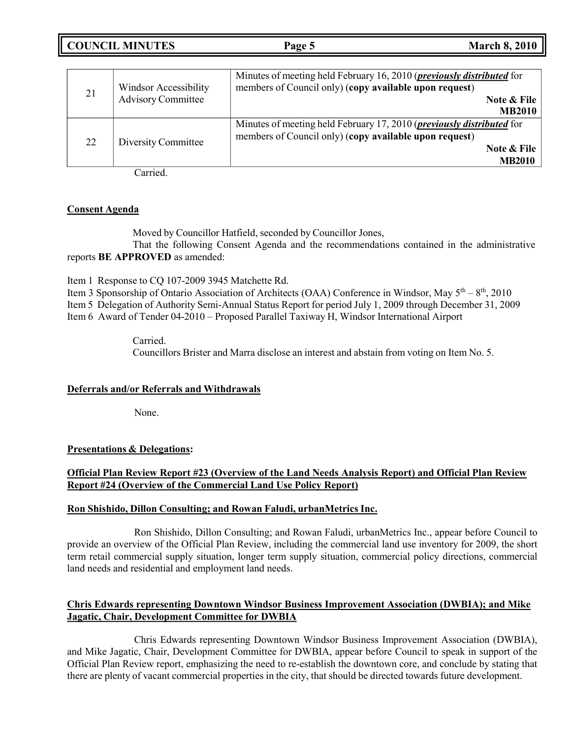| | | |
|---|---|---|
| 21 | Windsor Accessibility Advisory Committee | Minutes of meeting held February 16, 2010 (***previously distributed*** for members of Council only) (**copy available upon request**) **Note & File MB2010** |
| 22 | Diversity Committee | Minutes of meeting held February 17, 2010 (***previously distributed*** for members of Council only) (**copy available upon request**) **Note & File MB2010** |

Carried.

**Consent Agenda**

Moved by Councillor Hatfield, seconded by Councillor Jones,

That the following Consent Agenda and the recommendations contained in the administrative reports **BE APPROVED** as amended:

Item 1 Response to CQ 107-2009 3945 Matchette Rd.
Item 3 Sponsorship of Ontario Association of Architects (OAA) Conference in Windsor, May $5^{th}$ – $8^{th}$, 2010
Item 5 Delegation of Authority Semi-Annual Status Report for period July 1, 2009 through December 31, 2009
Item 6 Award of Tender 04-2010 – Proposed Parallel Taxiway H, Windsor International Airport

Carried.
Councillors Brister and Marra disclose an interest and abstain from voting on Item No. 5.

**Deferrals and/or Referrals and Withdrawals**

None.

**Presentations & Delegations:**

**Official Plan Review Report #23 (Overview of the Land Needs Analysis Report) and Official Plan Review Report #24 (Overview of the Commercial Land Use Policy Report)**

**Ron Shishido, Dillon Consulting; and Rowan Faludi, urbanMetrics Inc.**

Ron Shishido, Dillon Consulting; and Rowan Faludi, urbanMetrics Inc., appear before Council to provide an overview of the Official Plan Review, including the commercial land use inventory for 2009, the short term retail commercial supply situation, longer term supply situation, commercial policy directions, commercial land needs and residential and employment land needs.

**Chris Edwards representing Downtown Windsor Business Improvement Association (DWBIA); and Mike Jagatic, Chair, Development Committee for DWBIA**

Chris Edwards representing Downtown Windsor Business Improvement Association (DWBIA), and Mike Jagatic, Chair, Development Committee for DWBIA, appear before Council to speak in support of the Official Plan Review report, emphasizing the need to re-establish the downtown core, and conclude by stating that there are plenty of vacant commercial properties in the city, that should be directed towards future development.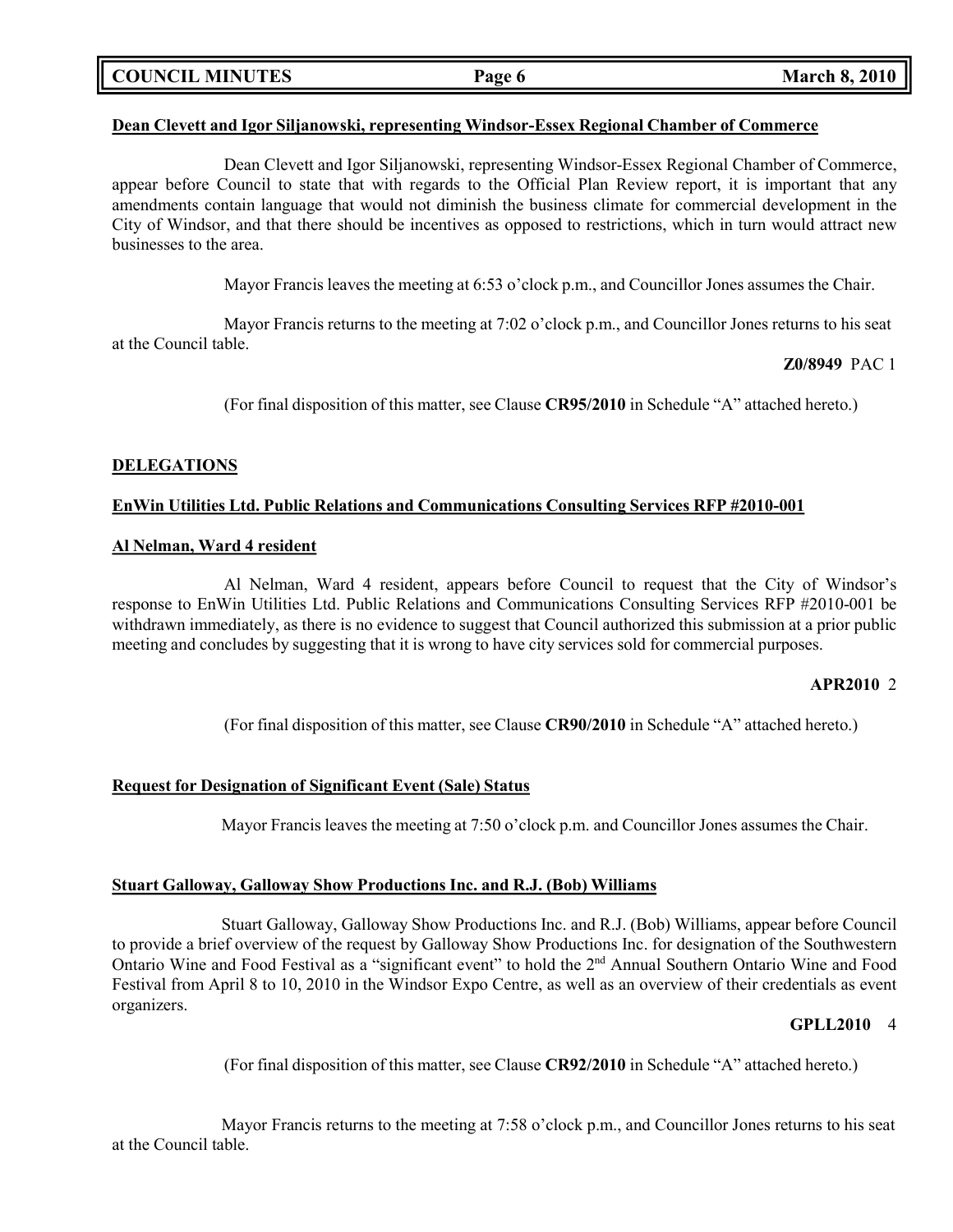**Dean Clevett and Igor Siljanowski, representing Windsor-Essex Regional Chamber of Commerce**

Dean Clevett and Igor Siljanowski, representing Windsor-Essex Regional Chamber of Commerce, appear before Council to state that with regards to the Official Plan Review report, it is important that any amendments contain language that would not diminish the business climate for commercial development in the City of Windsor, and that there should be incentives as opposed to restrictions, which in turn would attract new businesses to the area.

Mayor Francis leaves the meeting at 6:53 o'clock p.m., and Councillor Jones assumes the Chair.

Mayor Francis returns to the meeting at 7:02 o'clock p.m., and Councillor Jones returns to his seat at the Council table.

**Z0/8949** PAC 1

(For final disposition of this matter, see Clause **CR95/2010** in Schedule "A" attached hereto.)

**DELEGATIONS**

**EnWin Utilities Ltd. Public Relations and Communications Consulting Services RFP #2010-001**

**Al Nelman, Ward 4 resident**

Al Nelman, Ward 4 resident, appears before Council to request that the City of Windsor's response to EnWin Utilities Ltd. Public Relations and Communications Consulting Services RFP #2010-001 be withdrawn immediately, as there is no evidence to suggest that Council authorized this submission at a prior public meeting and concludes by suggesting that it is wrong to have city services sold for commercial purposes.

**APR2010** 2

(For final disposition of this matter, see Clause **CR90/2010** in Schedule "A" attached hereto.)

**Request for Designation of Significant Event (Sale) Status**

Mayor Francis leaves the meeting at 7:50 o'clock p.m. and Councillor Jones assumes the Chair.

**Stuart Galloway, Galloway Show Productions Inc. and R.J. (Bob) Williams**

Stuart Galloway, Galloway Show Productions Inc. and R.J. (Bob) Williams, appear before Council to provide a brief overview of the request by Galloway Show Productions Inc. for designation of the Southwestern Ontario Wine and Food Festival as a "significant event" to hold the 2nd Annual Southern Ontario Wine and Food Festival from April 8 to 10, 2010 in the Windsor Expo Centre, as well as an overview of their credentials as event organizers.

**GPLL2010** 4

(For final disposition of this matter, see Clause **CR92/2010** in Schedule "A" attached hereto.)

Mayor Francis returns to the meeting at 7:58 o'clock p.m., and Councillor Jones returns to his seat at the Council table.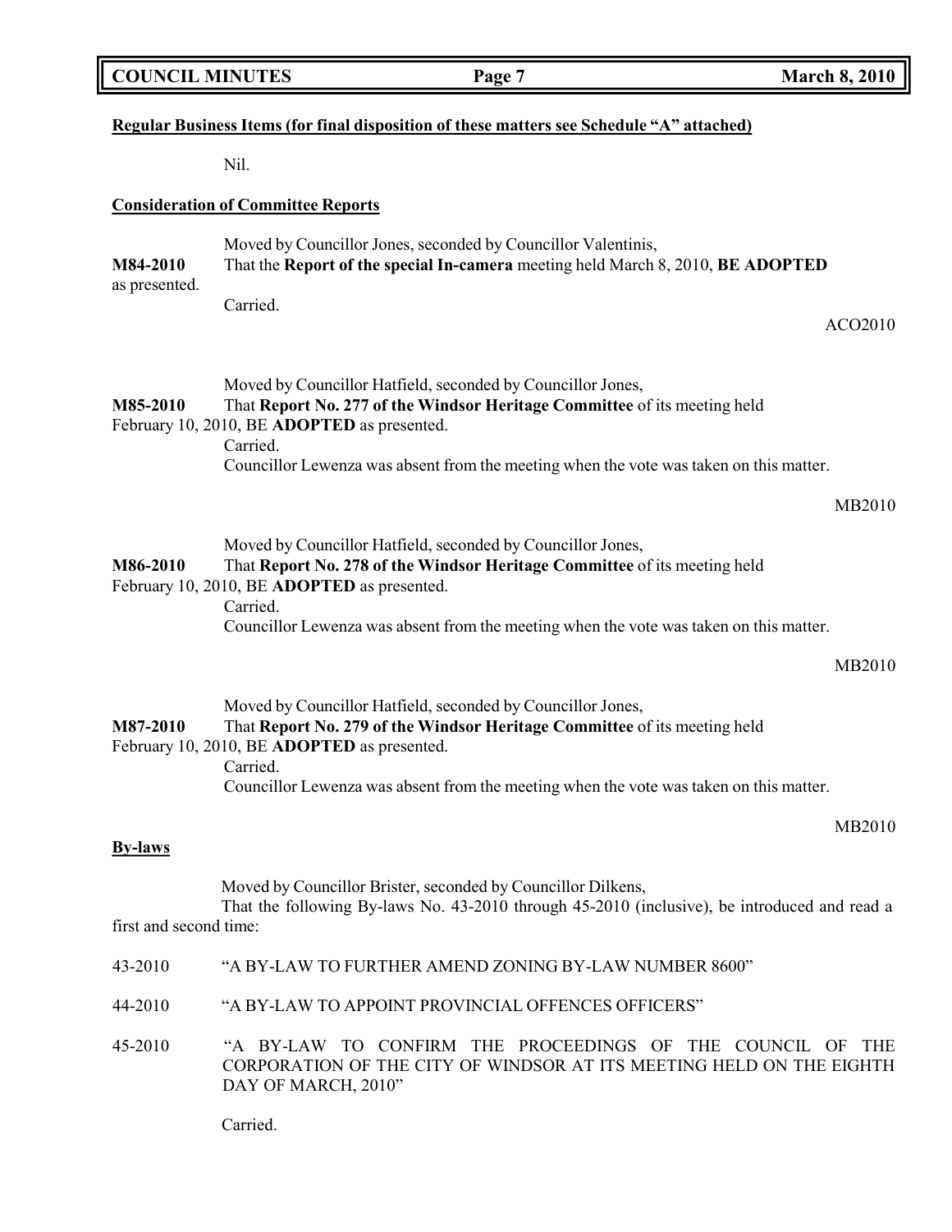**Regular Business Items (for final disposition of these matters see Schedule "A" attached)**

Nil.

**Consideration of Committee Reports**

Moved by Councillor Jones, seconded by Councillor Valentinis,

**M84-2010** That the **Report of the special In-camera** meeting held March 8, 2010, **BE ADOPTED** as presented.

Carried.

ACO2010

Moved by Councillor Hatfield, seconded by Councillor Jones,

**M85-2010** That **Report No. 277 of the Windsor Heritage Committee** of its meeting held February 10, 2010, BE **ADOPTED** as presented.

Carried.

Councillor Lewenza was absent from the meeting when the vote was taken on this matter.

MB2010

Moved by Councillor Hatfield, seconded by Councillor Jones,

**M86-2010** That **Report No. 278 of the Windsor Heritage Committee** of its meeting held February 10, 2010, BE **ADOPTED** as presented.

Carried.

Councillor Lewenza was absent from the meeting when the vote was taken on this matter.

MB2010

Moved by Councillor Hatfield, seconded by Councillor Jones,

**M87-2010** That **Report No. 279 of the Windsor Heritage Committee** of its meeting held February 10, 2010, BE **ADOPTED** as presented.

Carried.

Councillor Lewenza was absent from the meeting when the vote was taken on this matter.

MB2010

**By-laws**

Moved by Councillor Brister, seconded by Councillor Dilkens,

That the following By-laws No. 43-2010 through 45-2010 (inclusive), be introduced and read a first and second time:

43-2010 "A BY-LAW TO FURTHER AMEND ZONING BY-LAW NUMBER 8600"

44-2010 "A BY-LAW TO APPOINT PROVINCIAL OFFENCES OFFICERS"

45-2010 "A BY-LAW TO CONFIRM THE PROCEEDINGS OF THE COUNCIL OF THE CORPORATION OF THE CITY OF WINDSOR AT ITS MEETING HELD ON THE EIGHTH DAY OF MARCH, 2010"

Carried.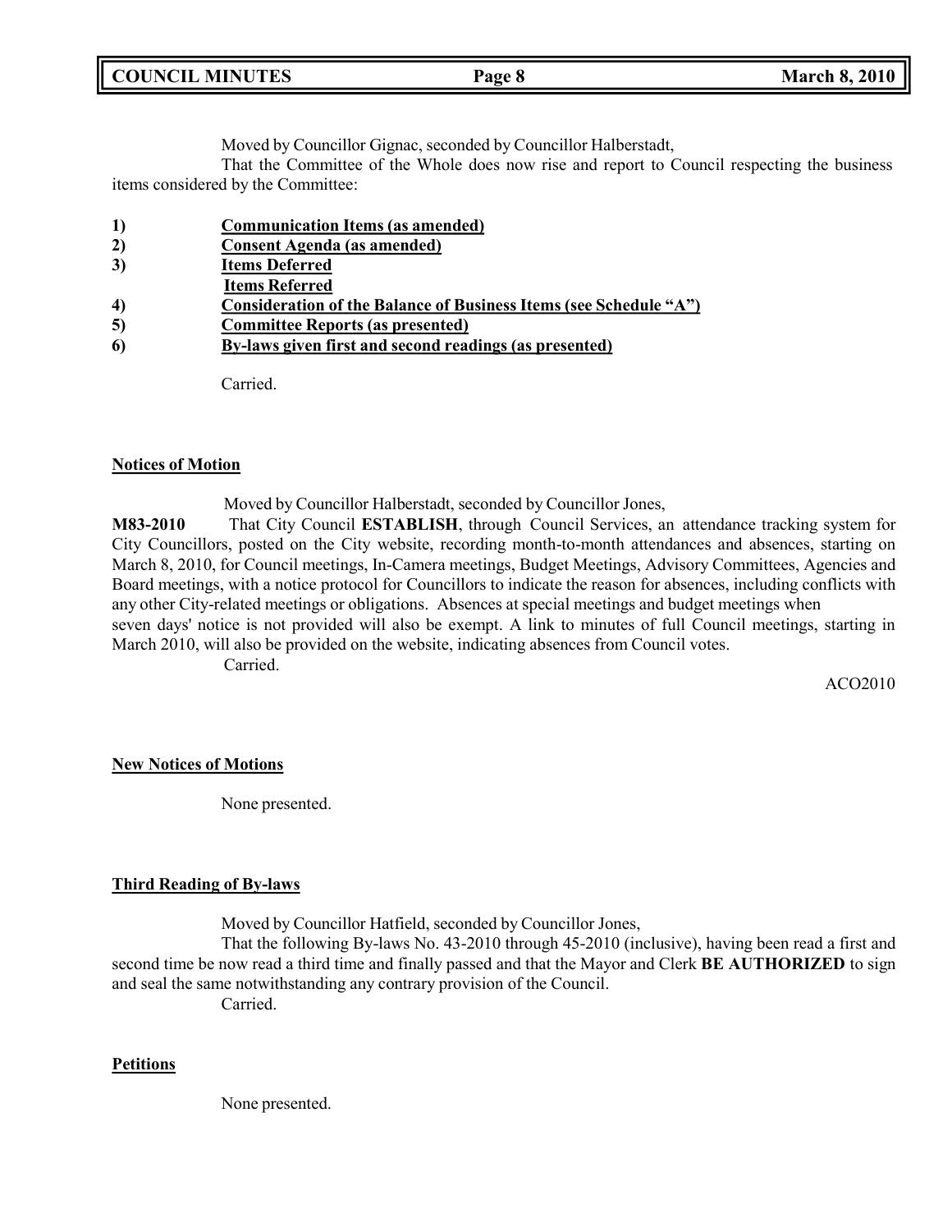Moved by Councillor Gignac, seconded by Councillor Halberstadt,

That the Committee of the Whole does now rise and report to Council respecting the business items considered by the Committee:

1) **Communication Items (as amended)**
2) **Consent Agenda (as amended)**
3) **Items Deferred**
   **Items Referred**
4) **Consideration of the Balance of Business Items (see Schedule "A")**
5) **Committee Reports (as presented)**
6) **By-laws given first and second readings (as presented)**

Carried.

**Notices of Motion**

Moved by Councillor Halberstadt, seconded by Councillor Jones,

**M83-2010** That City Council **ESTABLISH**, through Council Services, an attendance tracking system for City Councillors, posted on the City website, recording month-to-month attendances and absences, starting on March 8, 2010, for Council meetings, In-Camera meetings, Budget Meetings, Advisory Committees, Agencies and Board meetings, with a notice protocol for Councillors to indicate the reason for absences, including conflicts with any other City-related meetings or obligations. Absences at special meetings and budget meetings when seven days' notice is not provided will also be exempt. A link to minutes of full Council meetings, starting in March 2010, will also be provided on the website, indicating absences from Council votes.

Carried.

ACO2010

**New Notices of Motions**

None presented.

**Third Reading of By-laws**

Moved by Councillor Hatfield, seconded by Councillor Jones,

That the following By-laws No. 43-2010 through 45-2010 (inclusive), having been read a first and second time be now read a third time and finally passed and that the Mayor and Clerk **BE AUTHORIZED** to sign and seal the same notwithstanding any contrary provision of the Council.

Carried.

**Petitions**

None presented.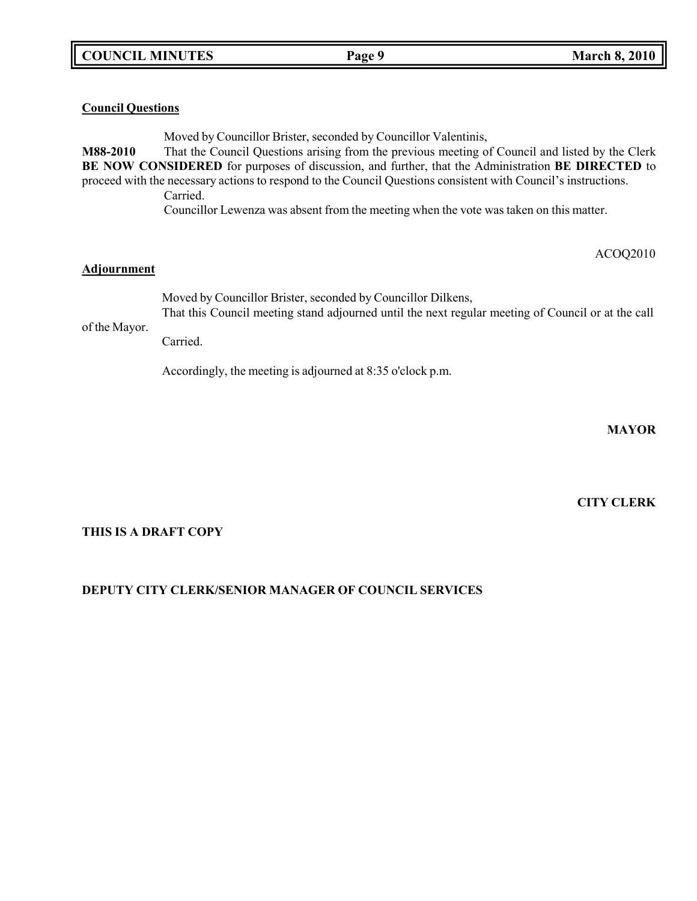**Council Questions**

Moved by Councillor Brister, seconded by Councillor Valentinis,

**M88-2010** That the Council Questions arising from the previous meeting of Council and listed by the Clerk **BE NOW CONSIDERED** for purposes of discussion, and further, that the Administration **BE DIRECTED** to proceed with the necessary actions to respond to the Council Questions consistent with Council's instructions.

Carried.

Councillor Lewenza was absent from the meeting when the vote was taken on this matter.

ACOQ2010

**Adjournment**

Moved by Councillor Brister, seconded by Councillor Dilkens,

That this Council meeting stand adjourned until the next regular meeting of Council or at the call of the Mayor.

Carried.

Accordingly, the meeting is adjourned at 8:35 o'clock p.m.

**MAYOR**

**CITY CLERK**

**THIS IS A DRAFT COPY**

**DEPUTY CITY CLERK/SENIOR MANAGER OF COUNCIL SERVICES**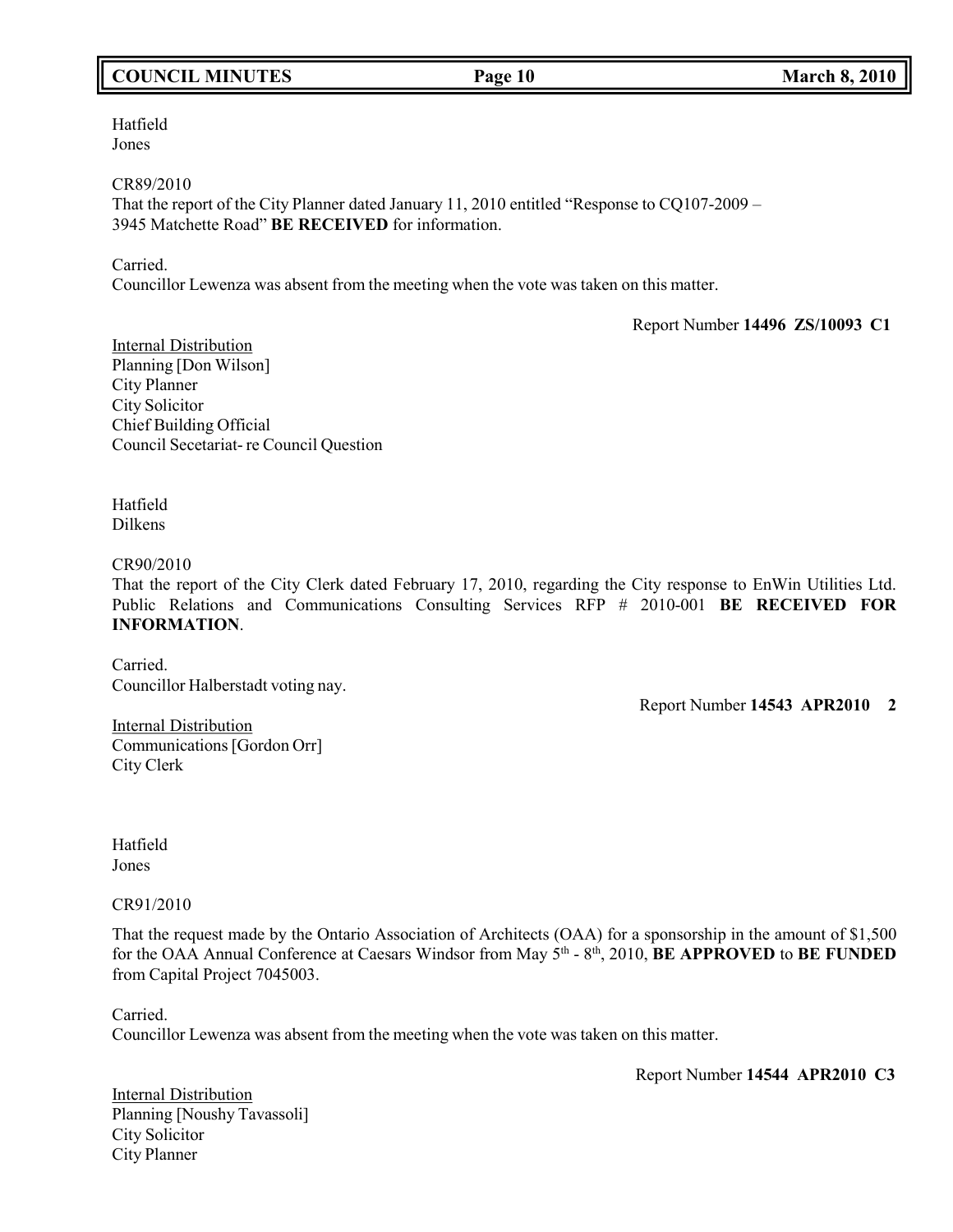Hatfield
Jones

CR89/2010
That the report of the City Planner dated January 11, 2010 entitled "Response to CQ107-2009 – 3945 Matchette Road" **BE RECEIVED** for information.

Carried.
Councillor Lewenza was absent from the meeting when the vote was taken on this matter.

Report Number **14496 ZS/10093 C1**

Internal Distribution
Planning [Don Wilson]
City Planner
City Solicitor
Chief Building Official
Council Secetariat- re Council Question

Hatfield
Dilkens

CR90/2010
That the report of the City Clerk dated February 17, 2010, regarding the City response to EnWin Utilities Ltd. Public Relations and Communications Consulting Services RFP # 2010-001 **BE RECEIVED FOR INFORMATION**.

Carried.
Councillor Halberstadt voting nay.

Report Number **14543 APR2010 2**

Internal Distribution
Communications [Gordon Orr]
City Clerk

Hatfield
Jones

CR91/2010

That the request made by the Ontario Association of Architects (OAA) for a sponsorship in the amount of $1,500 for the OAA Annual Conference at Caesars Windsor from May 5th - 8th, 2010, **BE APPROVED** to **BE FUNDED** from Capital Project 7045003.

Carried.
Councillor Lewenza was absent from the meeting when the vote was taken on this matter.

Report Number **14544 APR2010 C3**

Internal Distribution
Planning [Noushy Tavassoli]
City Solicitor
City Planner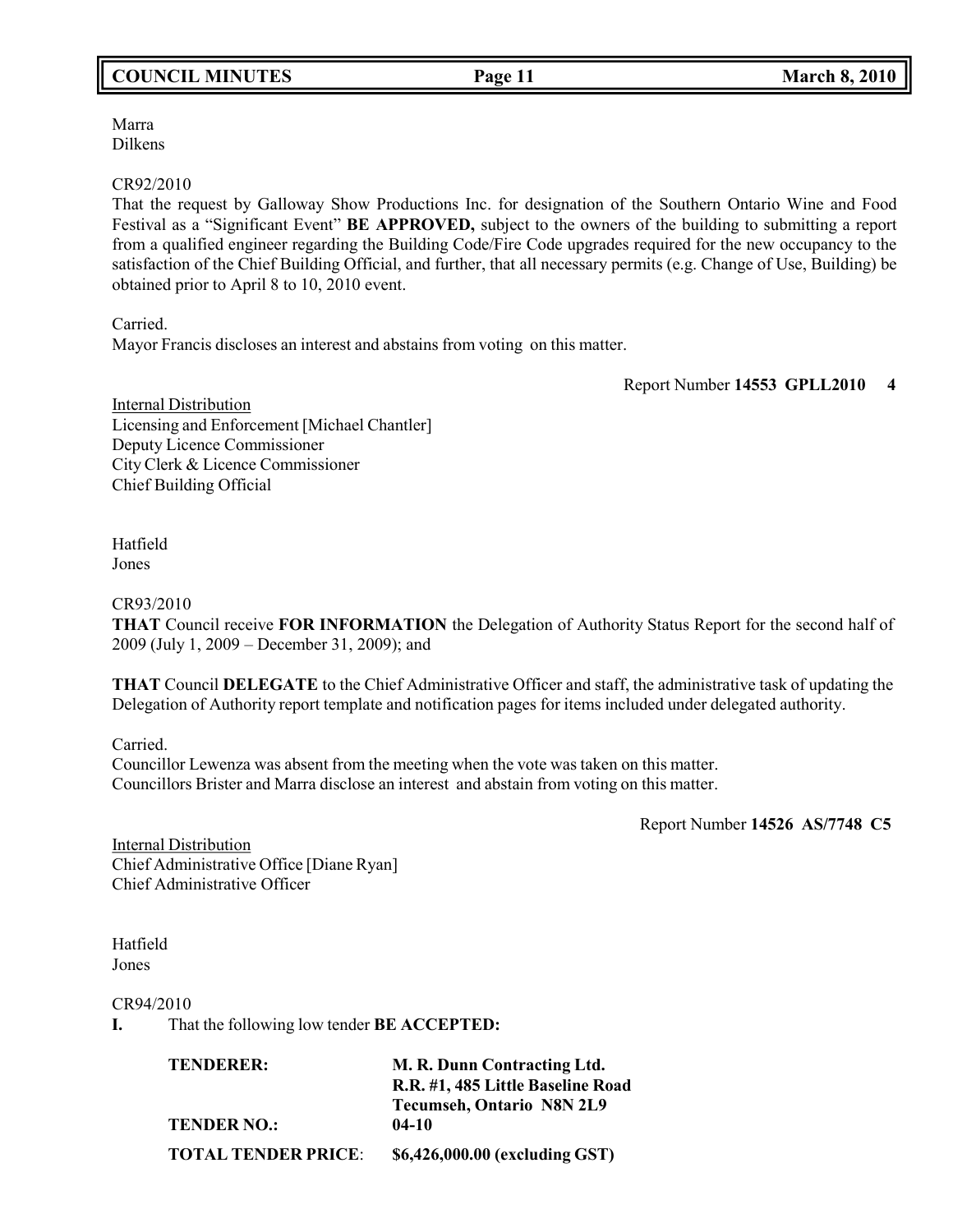Marra
Dilkens

CR92/2010
That the request by Galloway Show Productions Inc. for designation of the Southern Ontario Wine and Food Festival as a "Significant Event" **BE APPROVED,** subject to the owners of the building to submitting a report from a qualified engineer regarding the Building Code/Fire Code upgrades required for the new occupancy to the satisfaction of the Chief Building Official, and further, that all necessary permits (e.g. Change of Use, Building) be obtained prior to April 8 to 10, 2010 event.

Carried.
Mayor Francis discloses an interest and abstains from voting on this matter.

Report Number **14553 GPLL2010 4**

Internal Distribution
Licensing and Enforcement [Michael Chantler]
Deputy Licence Commissioner
City Clerk & Licence Commissioner
Chief Building Official

Hatfield
Jones

CR93/2010
**THAT** Council receive **FOR INFORMATION** the Delegation of Authority Status Report for the second half of 2009 (July 1, 2009 – December 31, 2009); and

**THAT** Council **DELEGATE** to the Chief Administrative Officer and staff, the administrative task of updating the Delegation of Authority report template and notification pages for items included under delegated authority.

Carried.
Councillor Lewenza was absent from the meeting when the vote was taken on this matter.
Councillors Brister and Marra disclose an interest and abstain from voting on this matter.

Report Number **14526 AS/7748 C5**

Internal Distribution
Chief Administrative Office [Diane Ryan]
Chief Administrative Officer

Hatfield
Jones

CR94/2010
**I.** That the following low tender **BE ACCEPTED:**

| | |
|---|---|
| **TENDERER:** | **M. R. Dunn Contracting Ltd.**<br>**R.R. #1, 485 Little Baseline Road**<br>**Tecumseh, Ontario N8N 2L9** |
| **TENDER NO.:** | **04-10** |
| **TOTAL TENDER PRICE**: | **$6,426,000.00 (excluding GST)** |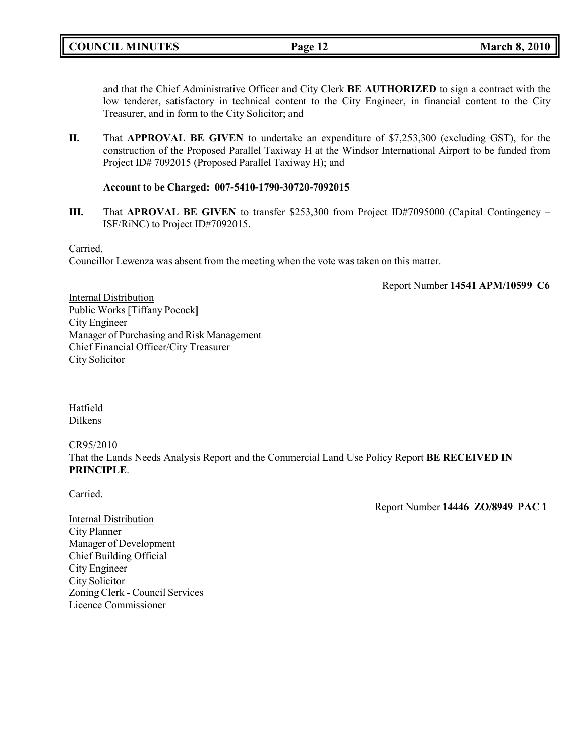and that the Chief Administrative Officer and City Clerk **BE AUTHORIZED** to sign a contract with the low tenderer, satisfactory in technical content to the City Engineer, in financial content to the City Treasurer, and in form to the City Solicitor; and

**II.** That **APPROVAL BE GIVEN** to undertake an expenditure of $7,253,300 (excluding GST), for the construction of the Proposed Parallel Taxiway H at the Windsor International Airport to be funded from Project ID# 7092015 (Proposed Parallel Taxiway H); and

**Account to be Charged: 007-5410-1790-30720-7092015**

**III.** That **APROVAL BE GIVEN** to transfer $253,300 from Project ID#7095000 (Capital Contingency – ISF/RiNC) to Project ID#7092015.

Carried.
Councillor Lewenza was absent from the meeting when the vote was taken on this matter.

Report Number **14541 APM/10599 C6**

Internal Distribution
Public Works [Tiffany Pocock]
City Engineer
Manager of Purchasing and Risk Management
Chief Financial Officer/City Treasurer
City Solicitor

Hatfield
Dilkens

CR95/2010
That the Lands Needs Analysis Report and the Commercial Land Use Policy Report **BE RECEIVED IN PRINCIPLE**.

Carried.

Report Number **14446 ZO/8949 PAC 1**

Internal Distribution
City Planner
Manager of Development
Chief Building Official
City Engineer
City Solicitor
Zoning Clerk - Council Services
Licence Commissioner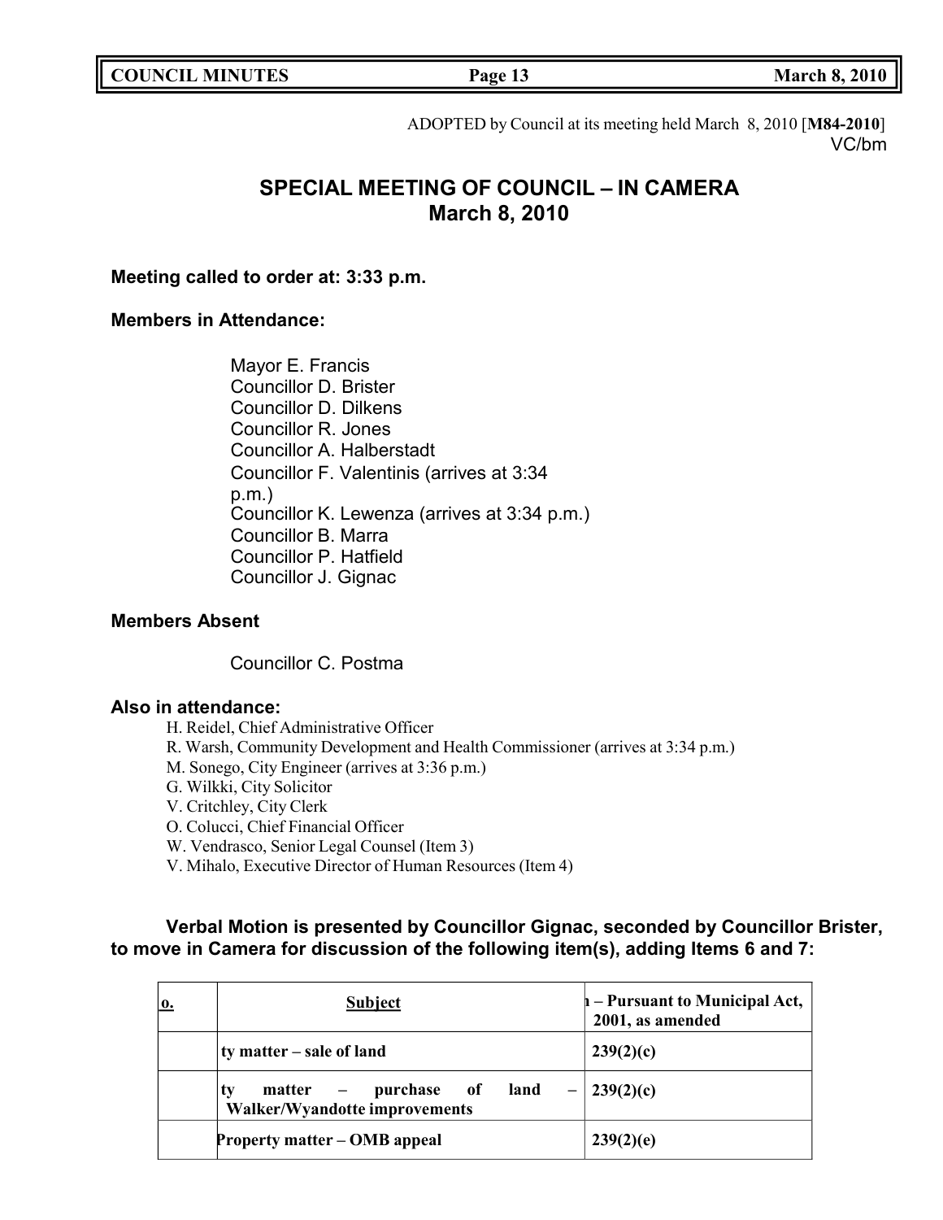ADOPTED by Council at its meeting held March 8, 2010 [**M84-2010**]
VC/bm

## SPECIAL MEETING OF COUNCIL – IN CAMERA
## March 8, 2010

**Meeting called to order at: 3:33 p.m.**

**Members in Attendance:**

Mayor E. Francis
Councillor D. Brister
Councillor D. Dilkens
Councillor R. Jones
Councillor A. Halberstadt
Councillor F. Valentinis (arrives at 3:34 p.m.)
Councillor K. Lewenza (arrives at 3:34 p.m.)
Councillor B. Marra
Councillor P. Hatfield
Councillor J. Gignac

**Members Absent**

Councillor C. Postma

**Also in attendance:**

H. Reidel, Chief Administrative Officer
R. Warsh, Community Development and Health Commissioner (arrives at 3:34 p.m.)
M. Sonego, City Engineer (arrives at 3:36 p.m.)
G. Wilkki, City Solicitor
V. Critchley, City Clerk
O. Colucci, Chief Financial Officer
W. Vendrasco, Senior Legal Counsel (Item 3)
V. Mihalo, Executive Director of Human Resources (Item 4)

**Verbal Motion is presented by Councillor Gignac, seconded by Councillor Brister, to move in Camera for discussion of the following item(s), adding Items 6 and 7:**

| o. | Subject | – Pursuant to Municipal Act, 2001, as amended |
|---|---|---|
| | ty matter – sale of land | 239(2)(c) |
| | ty matter – purchase of land – Walker/Wyandotte improvements | 239(2)(c) |
| | Property matter – OMB appeal | 239(2)(e) |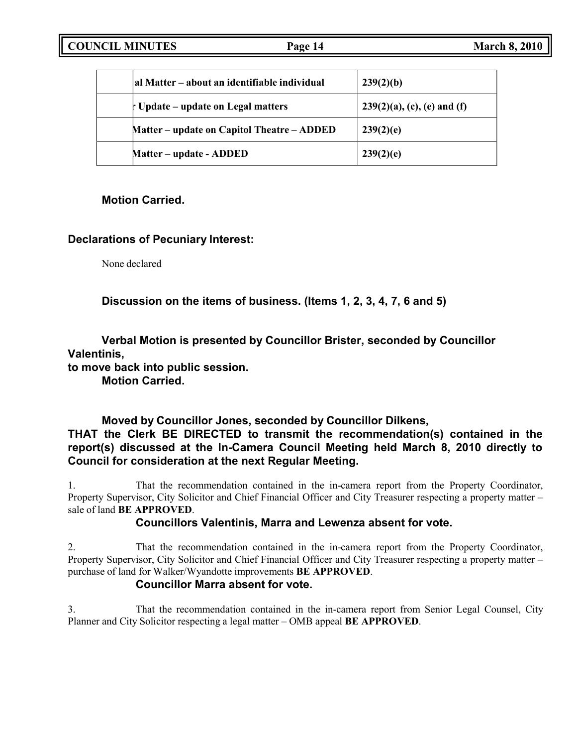| | al Matter – about an identifiable individual | 239(2)(b) |
|---|---|---|
| | Update – update on Legal matters | 239(2)(a), (c), (e) and (f) |
| | Matter – update on Capitol Theatre – ADDED | 239(2)(e) |
| | Matter – update - ADDED | 239(2)(e) |

**Motion Carried.**

**Declarations of Pecuniary Interest:**

None declared

**Discussion on the items of business. (Items 1, 2, 3, 4, 7, 6 and 5)**

**Verbal Motion is presented by Councillor Brister, seconded by Councillor Valentinis, to move back into public session.**
**Motion Carried.**

**Moved by Councillor Jones, seconded by Councillor Dilkens,**
**THAT the Clerk BE DIRECTED to transmit the recommendation(s) contained in the report(s) discussed at the In-Camera Council Meeting held March 8, 2010 directly to Council for consideration at the next Regular Meeting.**

1. That the recommendation contained in the in-camera report from the Property Coordinator, Property Supervisor, City Solicitor and Chief Financial Officer and City Treasurer respecting a property matter – sale of land **BE APPROVED**.
**Councillors Valentinis, Marra and Lewenza absent for vote.**

2. That the recommendation contained in the in-camera report from the Property Coordinator, Property Supervisor, City Solicitor and Chief Financial Officer and City Treasurer respecting a property matter – purchase of land for Walker/Wyandotte improvements **BE APPROVED**.
**Councillor Marra absent for vote.**

3. That the recommendation contained in the in-camera report from Senior Legal Counsel, City Planner and City Solicitor respecting a legal matter – OMB appeal **BE APPROVED**.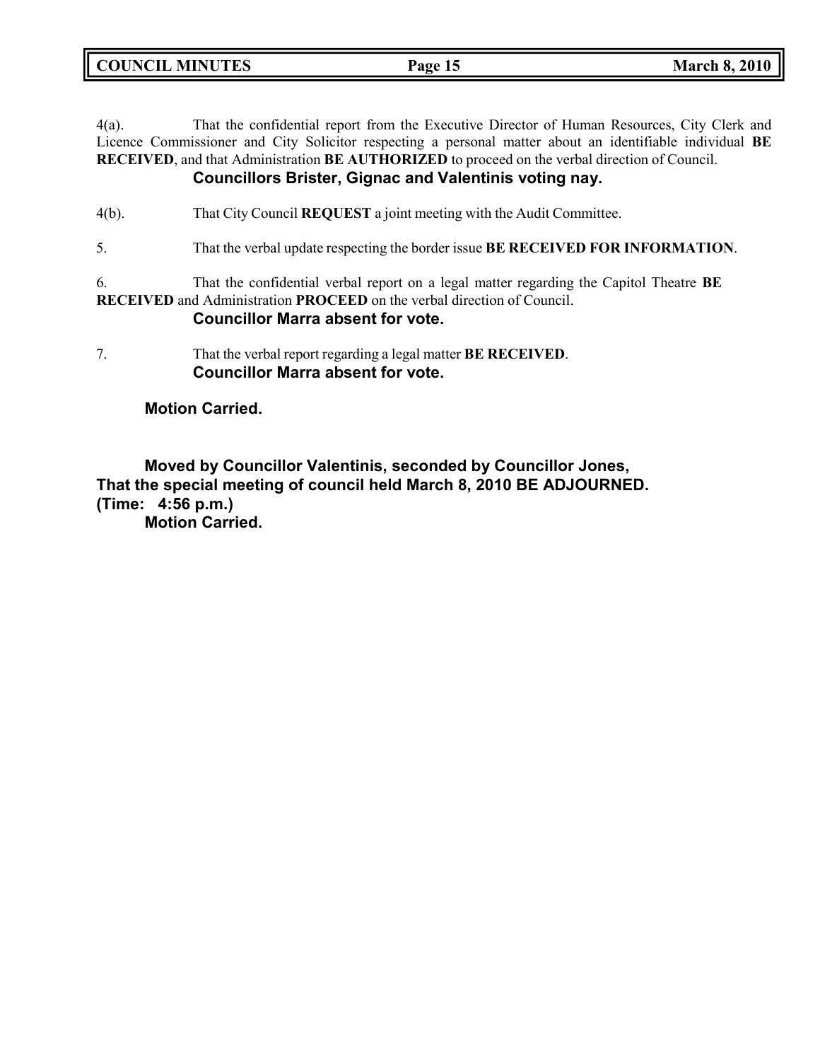4(a). That the confidential report from the Executive Director of Human Resources, City Clerk and Licence Commissioner and City Solicitor respecting a personal matter about an identifiable individual **BE RECEIVED**, and that Administration **BE AUTHORIZED** to proceed on the verbal direction of Council.

**Councillors Brister, Gignac and Valentinis voting nay.**

4(b). That City Council **REQUEST** a joint meeting with the Audit Committee.

5. That the verbal update respecting the border issue **BE RECEIVED FOR INFORMATION**.

6. That the confidential verbal report on a legal matter regarding the Capitol Theatre **BE RECEIVED** and Administration **PROCEED** on the verbal direction of Council.

**Councillor Marra absent for vote.**

7. That the verbal report regarding a legal matter **BE RECEIVED**.

**Councillor Marra absent for vote.**

**Motion Carried.**

**Moved by Councillor Valentinis, seconded by Councillor Jones,**
**That the special meeting of council held March 8, 2010 BE ADJOURNED.**
**(Time: 4:56 p.m.)**
**Motion Carried.**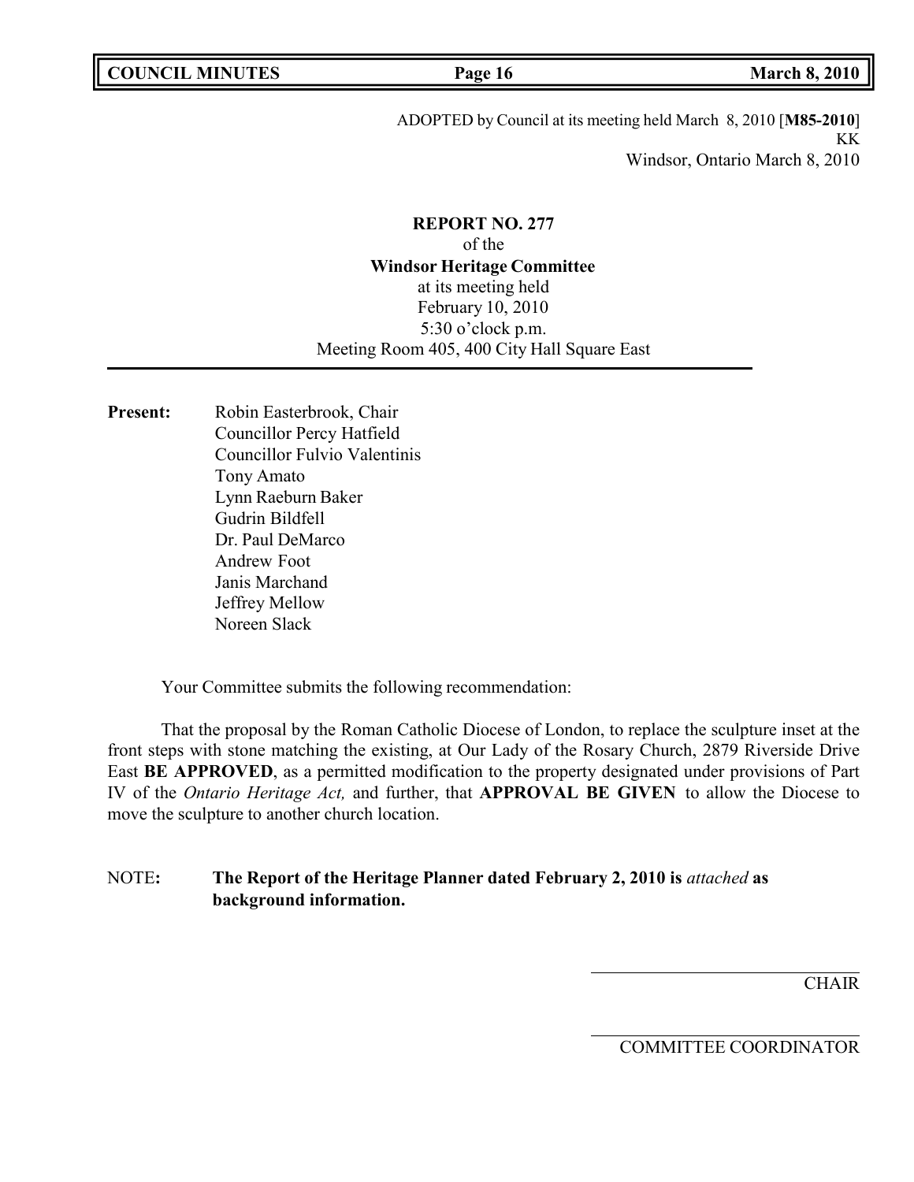ADOPTED by Council at its meeting held March 8, 2010 [**M85-2010**]
KK
Windsor, Ontario March 8, 2010

**REPORT NO. 277**
of the
**Windsor Heritage Committee**
at its meeting held
February 10, 2010
5:30 o'clock p.m.
Meeting Room 405, 400 City Hall Square East

**Present:** Robin Easterbrook, Chair
Councillor Percy Hatfield
Councillor Fulvio Valentinis
Tony Amato
Lynn Raeburn Baker
Gudrin Bildfell
Dr. Paul DeMarco
Andrew Foot
Janis Marchand
Jeffrey Mellow
Noreen Slack

Your Committee submits the following recommendation:

That the proposal by the Roman Catholic Diocese of London, to replace the sculpture inset at the front steps with stone matching the existing, at Our Lady of the Rosary Church, 2879 Riverside Drive East **BE APPROVED**, as a permitted modification to the property designated under provisions of Part IV of the *Ontario Heritage Act,* and further, that **APPROVAL BE GIVEN** to allow the Diocese to move the sculpture to another church location.

NOTE**: The Report of the Heritage Planner dated February 2, 2010 is** *attached* **as background information.**

CHAIR

COMMITTEE COORDINATOR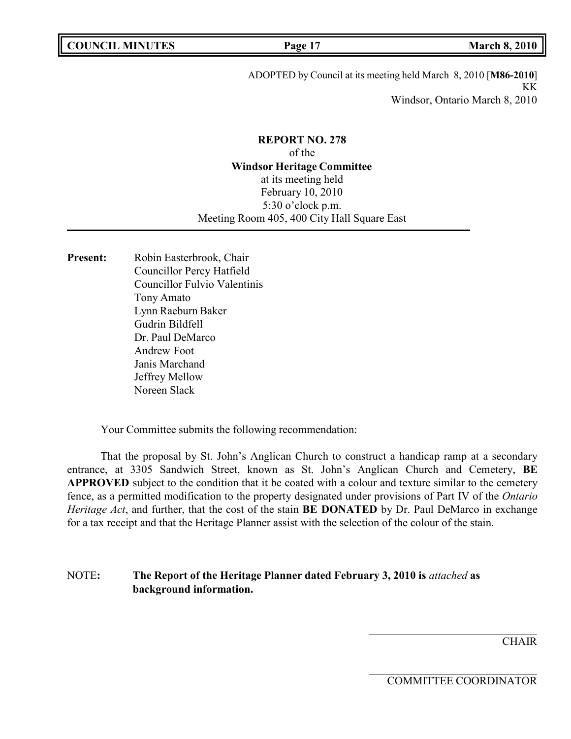ADOPTED by Council at its meeting held March 8, 2010 [**M86-2010**]
KK
Windsor, Ontario March 8, 2010

**REPORT NO. 278**
of the
**Windsor Heritage Committee**
at its meeting held
February 10, 2010
5:30 o'clock p.m.
Meeting Room 405, 400 City Hall Square East

---

**Present:** Robin Easterbrook, Chair
Councillor Percy Hatfield
Councillor Fulvio Valentinis
Tony Amato
Lynn Raeburn Baker
Gudrin Bildfell
Dr. Paul DeMarco
Andrew Foot
Janis Marchand
Jeffrey Mellow
Noreen Slack

Your Committee submits the following recommendation:

That the proposal by St. John's Anglican Church to construct a handicap ramp at a secondary entrance, at 3305 Sandwich Street, known as St. John's Anglican Church and Cemetery, **BE APPROVED** subject to the condition that it be coated with a colour and texture similar to the cemetery fence, as a permitted modification to the property designated under provisions of Part IV of the *Ontario Heritage Act*, and further, that the cost of the stain **BE DONATED** by Dr. Paul DeMarco in exchange for a tax receipt and that the Heritage Planner assist with the selection of the colour of the stain.

NOTE**:** **The Report of the Heritage Planner dated February 3, 2010 is *attached* as background information.**

CHAIR

COMMITTEE COORDINATOR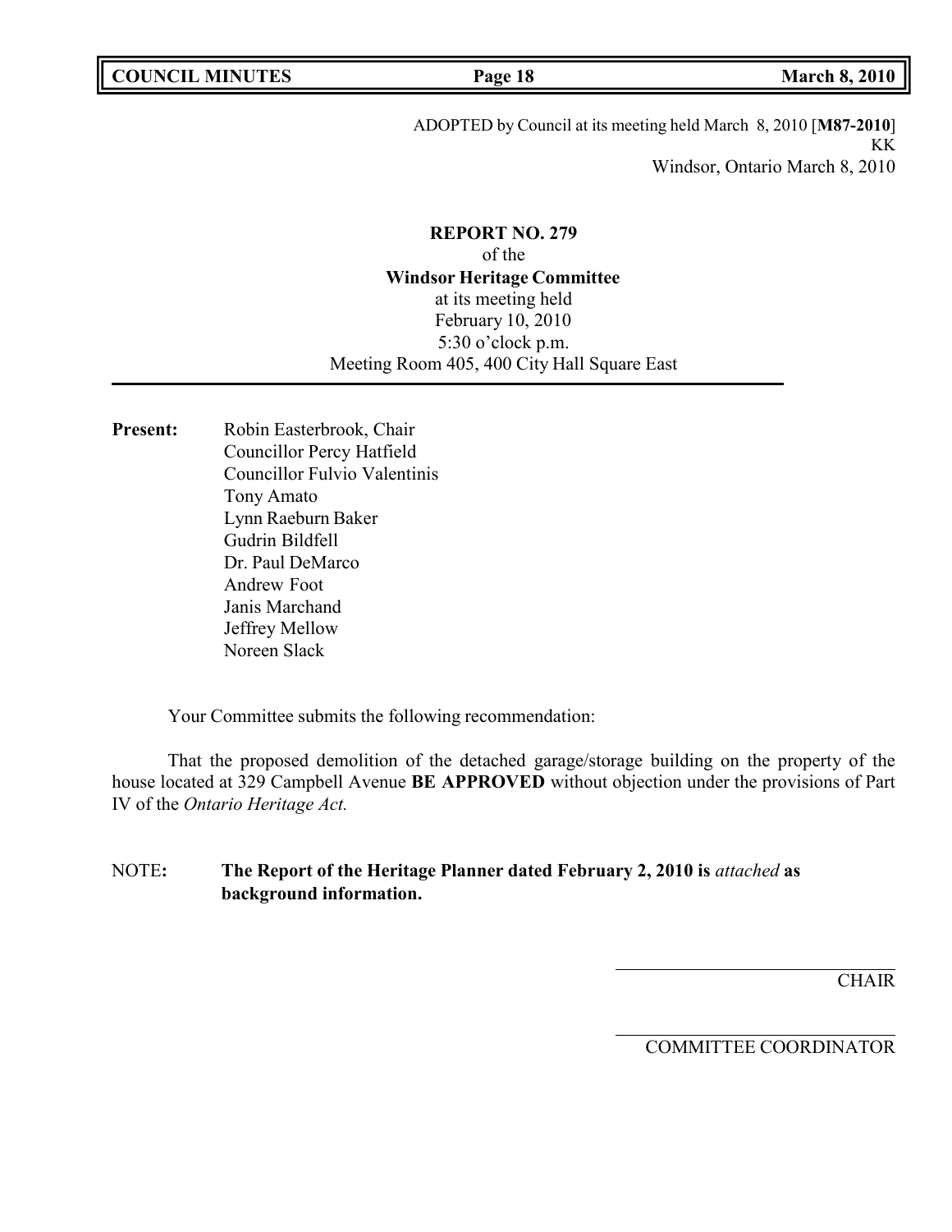ADOPTED by Council at its meeting held March 8, 2010 [**M87-2010**]
KK
Windsor, Ontario March 8, 2010

**REPORT NO. 279**
of the
**Windsor Heritage Committee**
at its meeting held
February 10, 2010
5:30 o'clock p.m.
Meeting Room 405, 400 City Hall Square East

**Present:**
Robin Easterbrook, Chair
Councillor Percy Hatfield
Councillor Fulvio Valentinis
Tony Amato
Lynn Raeburn Baker
Gudrin Bildfell
Dr. Paul DeMarco
Andrew Foot
Janis Marchand
Jeffrey Mellow
Noreen Slack

Your Committee submits the following recommendation:

That the proposed demolition of the detached garage/storage building on the property of the house located at 329 Campbell Avenue **BE APPROVED** without objection under the provisions of Part IV of the *Ontario Heritage Act.*

NOTE**:** **The Report of the Heritage Planner dated February 2, 2010 is *attached* as background information.**

CHAIR

COMMITTEE COORDINATOR